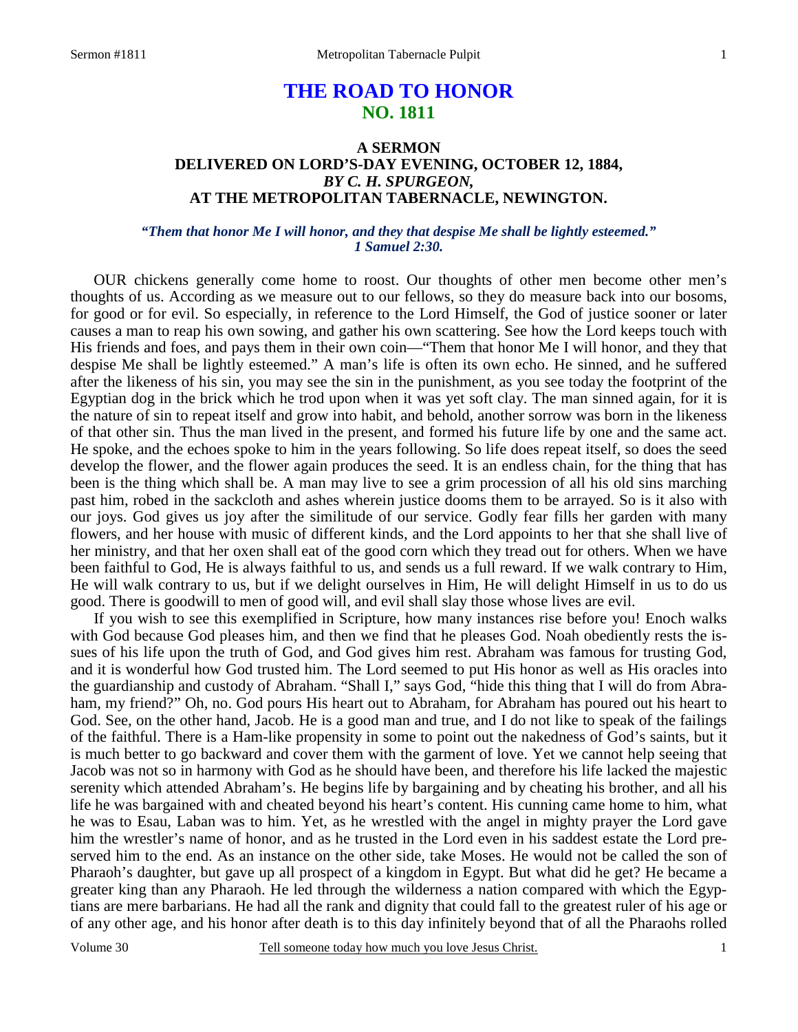# THE ROAD TO HONOR
## NO. 1811

### A SERMON
### DELIVERED ON LORD'S-DAY EVENING, OCTOBER 12, 1884,
### *BY C. H. SPURGEON,*
### AT THE METROPOLITAN TABERNACLE, NEWINGTON.

***"Them that honor Me I will honor, and they that despise Me shall be lightly esteemed." 1 Samuel 2:30.***

OUR chickens generally come home to roost. Our thoughts of other men become other men's thoughts of us. According as we measure out to our fellows, so they do measure back into our bosoms, for good or for evil. So especially, in reference to the Lord Himself, the God of justice sooner or later causes a man to reap his own sowing, and gather his own scattering. See how the Lord keeps touch with His friends and foes, and pays them in their own coin—"Them that honor Me I will honor, and they that despise Me shall be lightly esteemed." A man's life is often its own echo. He sinned, and he suffered after the likeness of his sin, you may see the sin in the punishment, as you see today the footprint of the Egyptian dog in the brick which he trod upon when it was yet soft clay. The man sinned again, for it is the nature of sin to repeat itself and grow into habit, and behold, another sorrow was born in the likeness of that other sin. Thus the man lived in the present, and formed his future life by one and the same act. He spoke, and the echoes spoke to him in the years following. So life does repeat itself, so does the seed develop the flower, and the flower again produces the seed. It is an endless chain, for the thing that has been is the thing which shall be. A man may live to see a grim procession of all his old sins marching past him, robed in the sackcloth and ashes wherein justice dooms them to be arrayed. So is it also with our joys. God gives us joy after the similitude of our service. Godly fear fills her garden with many flowers, and her house with music of different kinds, and the Lord appoints to her that she shall live of her ministry, and that her oxen shall eat of the good corn which they tread out for others. When we have been faithful to God, He is always faithful to us, and sends us a full reward. If we walk contrary to Him, He will walk contrary to us, but if we delight ourselves in Him, He will delight Himself in us to do us good. There is goodwill to men of good will, and evil shall slay those whose lives are evil.

If you wish to see this exemplified in Scripture, how many instances rise before you! Enoch walks with God because God pleases him, and then we find that he pleases God. Noah obediently rests the issues of his life upon the truth of God, and God gives him rest. Abraham was famous for trusting God, and it is wonderful how God trusted him. The Lord seemed to put His honor as well as His oracles into the guardianship and custody of Abraham. "Shall I," says God, "hide this thing that I will do from Abraham, my friend?" Oh, no. God pours His heart out to Abraham, for Abraham has poured out his heart to God. See, on the other hand, Jacob. He is a good man and true, and I do not like to speak of the failings of the faithful. There is a Ham-like propensity in some to point out the nakedness of God's saints, but it is much better to go backward and cover them with the garment of love. Yet we cannot help seeing that Jacob was not so in harmony with God as he should have been, and therefore his life lacked the majestic serenity which attended Abraham's. He begins life by bargaining and by cheating his brother, and all his life he was bargained with and cheated beyond his heart's content. His cunning came home to him, what he was to Esau, Laban was to him. Yet, as he wrestled with the angel in mighty prayer the Lord gave him the wrestler's name of honor, and as he trusted in the Lord even in his saddest estate the Lord preserved him to the end. As an instance on the other side, take Moses. He would not be called the son of Pharaoh's daughter, but gave up all prospect of a kingdom in Egypt. But what did he get? He became a greater king than any Pharaoh. He led through the wilderness a nation compared with which the Egyptians are mere barbarians. He had all the rank and dignity that could fall to the greatest ruler of his age or of any other age, and his honor after death is to this day infinitely beyond that of all the Pharaohs rolled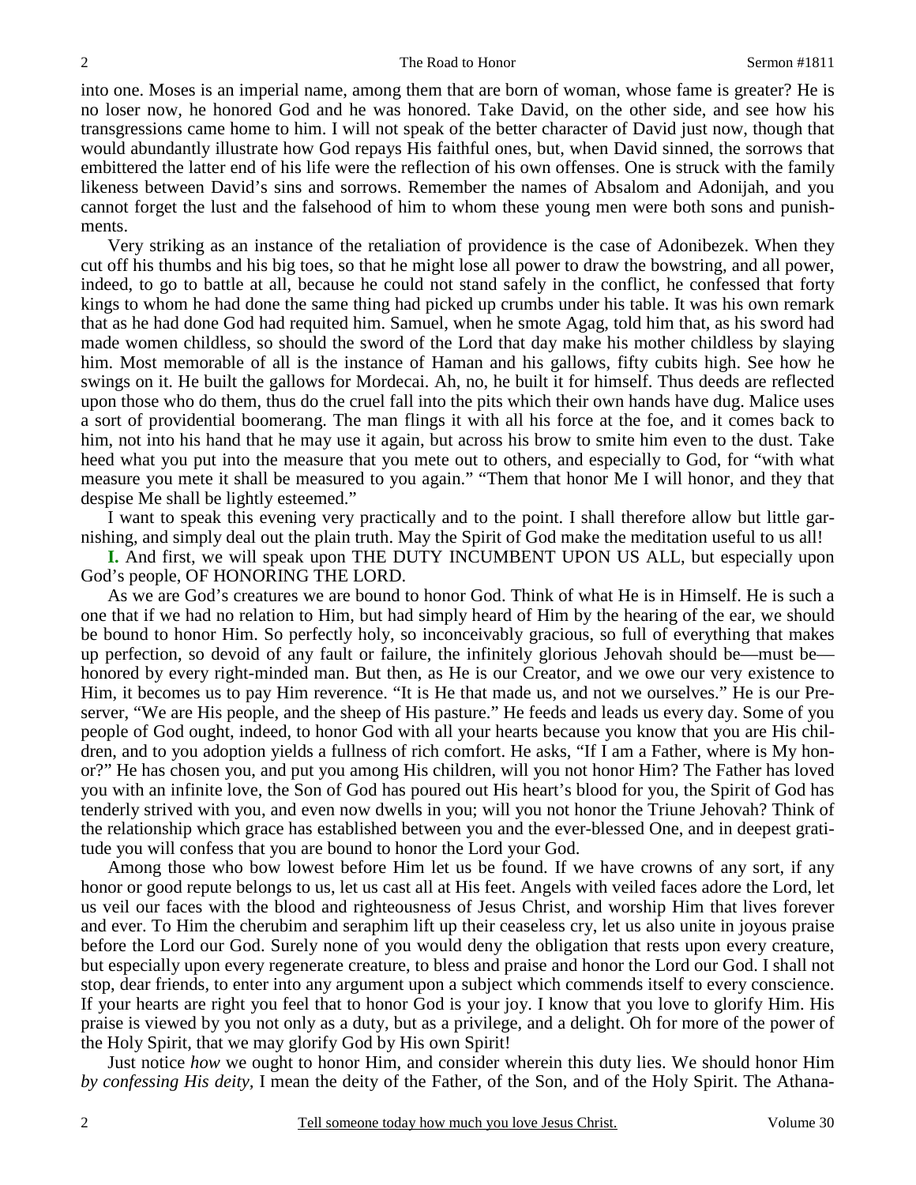into one. Moses is an imperial name, among them that are born of woman, whose fame is greater? He is no loser now, he honored God and he was honored. Take David, on the other side, and see how his transgressions came home to him. I will not speak of the better character of David just now, though that would abundantly illustrate how God repays His faithful ones, but, when David sinned, the sorrows that embittered the latter end of his life were the reflection of his own offenses. One is struck with the family likeness between David's sins and sorrows. Remember the names of Absalom and Adonijah, and you cannot forget the lust and the falsehood of him to whom these young men were both sons and punishments.

Very striking as an instance of the retaliation of providence is the case of Adonibezek. When they cut off his thumbs and his big toes, so that he might lose all power to draw the bowstring, and all power, indeed, to go to battle at all, because he could not stand safely in the conflict, he confessed that forty kings to whom he had done the same thing had picked up crumbs under his table. It was his own remark that as he had done God had requited him. Samuel, when he smote Agag, told him that, as his sword had made women childless, so should the sword of the Lord that day make his mother childless by slaying him. Most memorable of all is the instance of Haman and his gallows, fifty cubits high. See how he swings on it. He built the gallows for Mordecai. Ah, no, he built it for himself. Thus deeds are reflected upon those who do them, thus do the cruel fall into the pits which their own hands have dug. Malice uses a sort of providential boomerang. The man flings it with all his force at the foe, and it comes back to him, not into his hand that he may use it again, but across his brow to smite him even to the dust. Take heed what you put into the measure that you mete out to others, and especially to God, for "with what measure you mete it shall be measured to you again." "Them that honor Me I will honor, and they that despise Me shall be lightly esteemed."

I want to speak this evening very practically and to the point. I shall therefore allow but little garnishing, and simply deal out the plain truth. May the Spirit of God make the meditation useful to us all!

**I.** And first, we will speak upon THE DUTY INCUMBENT UPON US ALL, but especially upon God's people, OF HONORING THE LORD.

As we are God's creatures we are bound to honor God. Think of what He is in Himself. He is such a one that if we had no relation to Him, but had simply heard of Him by the hearing of the ear, we should be bound to honor Him. So perfectly holy, so inconceivably gracious, so full of everything that makes up perfection, so devoid of any fault or failure, the infinitely glorious Jehovah should be—must be—honored by every right-minded man. But then, as He is our Creator, and we owe our very existence to Him, it becomes us to pay Him reverence. "It is He that made us, and not we ourselves." He is our Preserver, "We are His people, and the sheep of His pasture." He feeds and leads us every day. Some of you people of God ought, indeed, to honor God with all your hearts because you know that you are His children, and to you adoption yields a fullness of rich comfort. He asks, "If I am a Father, where is My honor?" He has chosen you, and put you among His children, will you not honor Him? The Father has loved you with an infinite love, the Son of God has poured out His heart's blood for you, the Spirit of God has tenderly strived with you, and even now dwells in you; will you not honor the Triune Jehovah? Think of the relationship which grace has established between you and the ever-blessed One, and in deepest gratitude you will confess that you are bound to honor the Lord your God.

Among those who bow lowest before Him let us be found. If we have crowns of any sort, if any honor or good repute belongs to us, let us cast all at His feet. Angels with veiled faces adore the Lord, let us veil our faces with the blood and righteousness of Jesus Christ, and worship Him that lives forever and ever. To Him the cherubim and seraphim lift up their ceaseless cry, let us also unite in joyous praise before the Lord our God. Surely none of you would deny the obligation that rests upon every creature, but especially upon every regenerate creature, to bless and praise and honor the Lord our God. I shall not stop, dear friends, to enter into any argument upon a subject which commends itself to every conscience. If your hearts are right you feel that to honor God is your joy. I know that you love to glorify Him. His praise is viewed by you not only as a duty, but as a privilege, and a delight. Oh for more of the power of the Holy Spirit, that we may glorify God by His own Spirit!

Just notice *how* we ought to honor Him, and consider wherein this duty lies. We should honor Him *by confessing His deity,* I mean the deity of the Father, of the Son, and of the Holy Spirit. The Athana-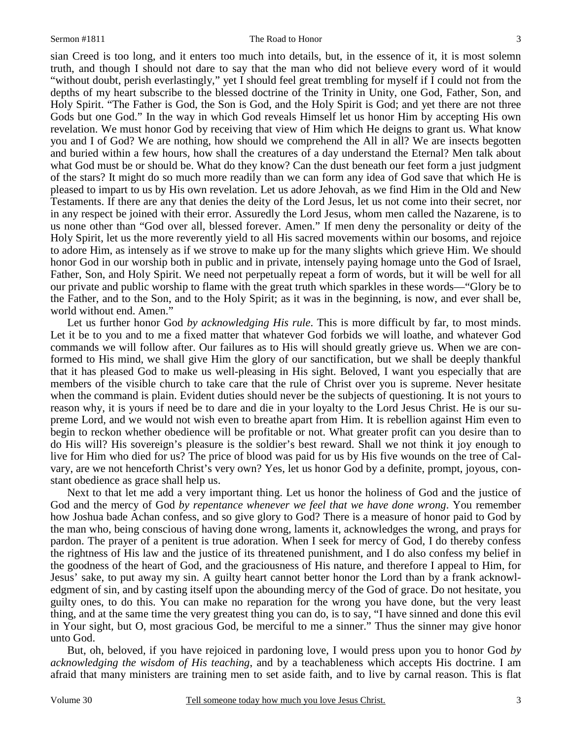sian Creed is too long, and it enters too much into details, but, in the essence of it, it is most solemn truth, and though I should not dare to say that the man who did not believe every word of it would "without doubt, perish everlastingly," yet I should feel great trembling for myself if I could not from the depths of my heart subscribe to the blessed doctrine of the Trinity in Unity, one God, Father, Son, and Holy Spirit. "The Father is God, the Son is God, and the Holy Spirit is God; and yet there are not three Gods but one God." In the way in which God reveals Himself let us honor Him by accepting His own revelation. We must honor God by receiving that view of Him which He deigns to grant us. What know you and I of God? We are nothing, how should we comprehend the All in all? We are insects begotten and buried within a few hours, how shall the creatures of a day understand the Eternal? Men talk about what God must be or should be. What do they know? Can the dust beneath our feet form a just judgment of the stars? It might do so much more readily than we can form any idea of God save that which He is pleased to impart to us by His own revelation. Let us adore Jehovah, as we find Him in the Old and New Testaments. If there are any that denies the deity of the Lord Jesus, let us not come into their secret, nor in any respect be joined with their error. Assuredly the Lord Jesus, whom men called the Nazarene, is to us none other than "God over all, blessed forever. Amen." If men deny the personality or deity of the Holy Spirit, let us the more reverently yield to all His sacred movements within our bosoms, and rejoice to adore Him, as intensely as if we strove to make up for the many slights which grieve Him. We should honor God in our worship both in public and in private, intensely paying homage unto the God of Israel, Father, Son, and Holy Spirit. We need not perpetually repeat a form of words, but it will be well for all our private and public worship to flame with the great truth which sparkles in these words—"Glory be to the Father, and to the Son, and to the Holy Spirit; as it was in the beginning, is now, and ever shall be, world without end. Amen."

Let us further honor God *by acknowledging His rule*. This is more difficult by far, to most minds. Let it be to you and to me a fixed matter that whatever God forbids we will loathe, and whatever God commands we will follow after. Our failures as to His will should greatly grieve us. When we are conformed to His mind, we shall give Him the glory of our sanctification, but we shall be deeply thankful that it has pleased God to make us well-pleasing in His sight. Beloved, I want you especially that are members of the visible church to take care that the rule of Christ over you is supreme. Never hesitate when the command is plain. Evident duties should never be the subjects of questioning. It is not yours to reason why, it is yours if need be to dare and die in your loyalty to the Lord Jesus Christ. He is our supreme Lord, and we would not wish even to breathe apart from Him. It is rebellion against Him even to begin to reckon whether obedience will be profitable or not. What greater profit can you desire than to do His will? His sovereign's pleasure is the soldier's best reward. Shall we not think it joy enough to live for Him who died for us? The price of blood was paid for us by His five wounds on the tree of Calvary, are we not henceforth Christ's very own? Yes, let us honor God by a definite, prompt, joyous, constant obedience as grace shall help us.

Next to that let me add a very important thing. Let us honor the holiness of God and the justice of God and the mercy of God *by repentance whenever we feel that we have done wrong*. You remember how Joshua bade Achan confess, and so give glory to God? There is a measure of honor paid to God by the man who, being conscious of having done wrong, laments it, acknowledges the wrong, and prays for pardon. The prayer of a penitent is true adoration. When I seek for mercy of God, I do thereby confess the rightness of His law and the justice of its threatened punishment, and I do also confess my belief in the goodness of the heart of God, and the graciousness of His nature, and therefore I appeal to Him, for Jesus' sake, to put away my sin. A guilty heart cannot better honor the Lord than by a frank acknowledgment of sin, and by casting itself upon the abounding mercy of the God of grace. Do not hesitate, you guilty ones, to do this. You can make no reparation for the wrong you have done, but the very least thing, and at the same time the very greatest thing you can do, is to say, "I have sinned and done this evil in Your sight, but O, most gracious God, be merciful to me a sinner." Thus the sinner may give honor unto God.

But, oh, beloved, if you have rejoiced in pardoning love, I would press upon you to honor God *by acknowledging the wisdom of His teaching*, and by a teachableness which accepts His doctrine. I am afraid that many ministers are training men to set aside faith, and to live by carnal reason. This is flat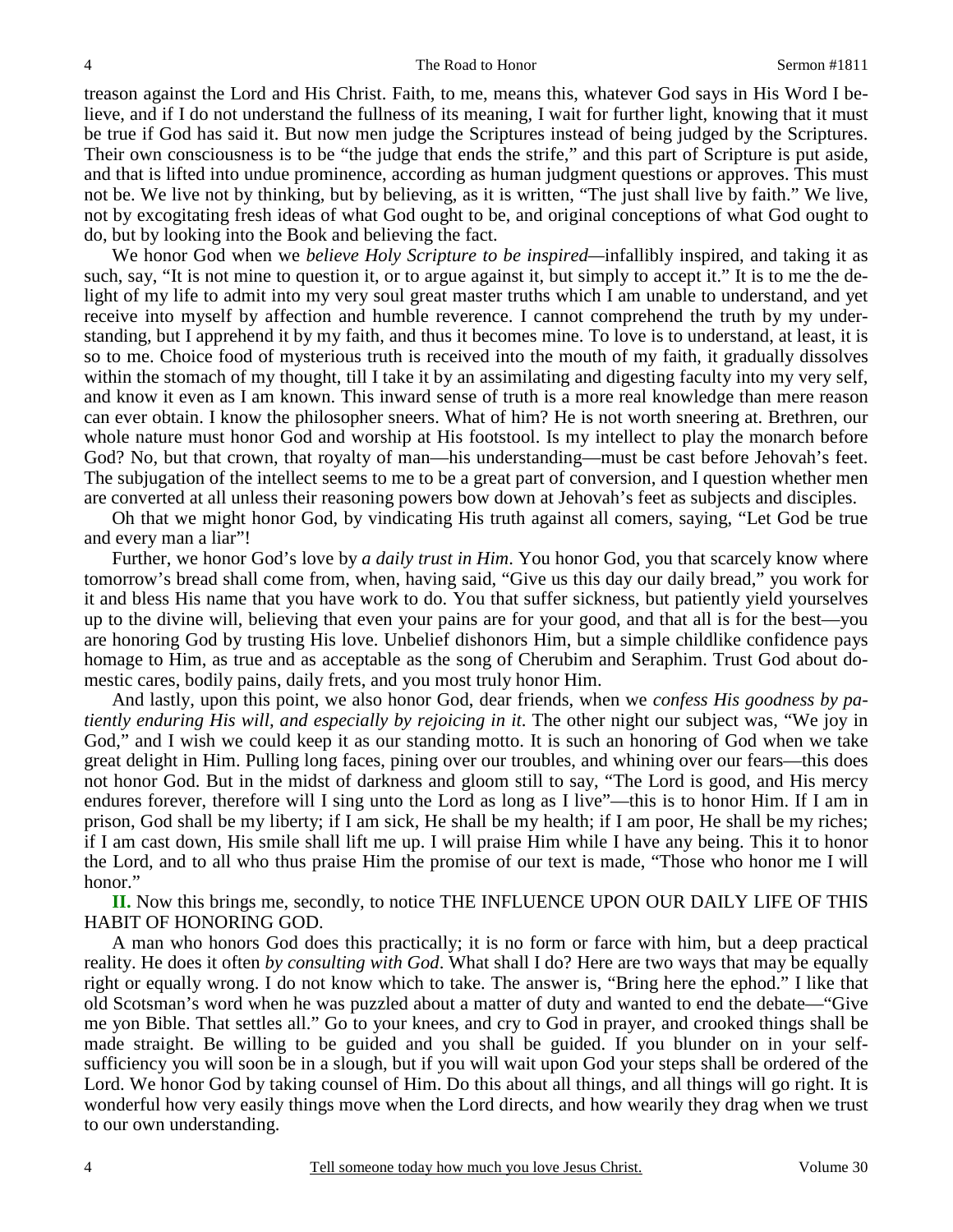treason against the Lord and His Christ. Faith, to me, means this, whatever God says in His Word I believe, and if I do not understand the fullness of its meaning, I wait for further light, knowing that it must be true if God has said it. But now men judge the Scriptures instead of being judged by the Scriptures. Their own consciousness is to be "the judge that ends the strife," and this part of Scripture is put aside, and that is lifted into undue prominence, according as human judgment questions or approves. This must not be. We live not by thinking, but by believing, as it is written, "The just shall live by faith." We live, not by excogitating fresh ideas of what God ought to be, and original conceptions of what God ought to do, but by looking into the Book and believing the fact.

We honor God when we *believe Holy Scripture to be inspired*—infallibly inspired, and taking it as such, say, "It is not mine to question it, or to argue against it, but simply to accept it." It is to me the delight of my life to admit into my very soul great master truths which I am unable to understand, and yet receive into myself by affection and humble reverence. I cannot comprehend the truth by my understanding, but I apprehend it by my faith, and thus it becomes mine. To love is to understand, at least, it is so to me. Choice food of mysterious truth is received into the mouth of my faith, it gradually dissolves within the stomach of my thought, till I take it by an assimilating and digesting faculty into my very self, and know it even as I am known. This inward sense of truth is a more real knowledge than mere reason can ever obtain. I know the philosopher sneers. What of him? He is not worth sneering at. Brethren, our whole nature must honor God and worship at His footstool. Is my intellect to play the monarch before God? No, but that crown, that royalty of man—his understanding—must be cast before Jehovah's feet. The subjugation of the intellect seems to me to be a great part of conversion, and I question whether men are converted at all unless their reasoning powers bow down at Jehovah's feet as subjects and disciples.

Oh that we might honor God, by vindicating His truth against all comers, saying, "Let God be true and every man a liar"!

Further, we honor God's love by *a daily trust in Him*. You honor God, you that scarcely know where tomorrow's bread shall come from, when, having said, "Give us this day our daily bread," you work for it and bless His name that you have work to do. You that suffer sickness, but patiently yield yourselves up to the divine will, believing that even your pains are for your good, and that all is for the best—you are honoring God by trusting His love. Unbelief dishonors Him, but a simple childlike confidence pays homage to Him, as true and as acceptable as the song of Cherubim and Seraphim. Trust God about domestic cares, bodily pains, daily frets, and you most truly honor Him.

And lastly, upon this point, we also honor God, dear friends, when we *confess His goodness by patiently enduring His will, and especially by rejoicing in it*. The other night our subject was, "We joy in God," and I wish we could keep it as our standing motto. It is such an honoring of God when we take great delight in Him. Pulling long faces, pining over our troubles, and whining over our fears—this does not honor God. But in the midst of darkness and gloom still to say, "The Lord is good, and His mercy endures forever, therefore will I sing unto the Lord as long as I live"—this is to honor Him. If I am in prison, God shall be my liberty; if I am sick, He shall be my health; if I am poor, He shall be my riches; if I am cast down, His smile shall lift me up. I will praise Him while I have any being. This it to honor the Lord, and to all who thus praise Him the promise of our text is made, "Those who honor me I will honor."

**II.** Now this brings me, secondly, to notice THE INFLUENCE UPON OUR DAILY LIFE OF THIS HABIT OF HONORING GOD.

A man who honors God does this practically; it is no form or farce with him, but a deep practical reality. He does it often *by consulting with God*. What shall I do? Here are two ways that may be equally right or equally wrong. I do not know which to take. The answer is, "Bring here the ephod." I like that old Scotsman's word when he was puzzled about a matter of duty and wanted to end the debate—"Give me yon Bible. That settles all." Go to your knees, and cry to God in prayer, and crooked things shall be made straight. Be willing to be guided and you shall be guided. If you blunder on in your self-sufficiency you will soon be in a slough, but if you will wait upon God your steps shall be ordered of the Lord. We honor God by taking counsel of Him. Do this about all things, and all things will go right. It is wonderful how very easily things move when the Lord directs, and how wearily they drag when we trust to our own understanding.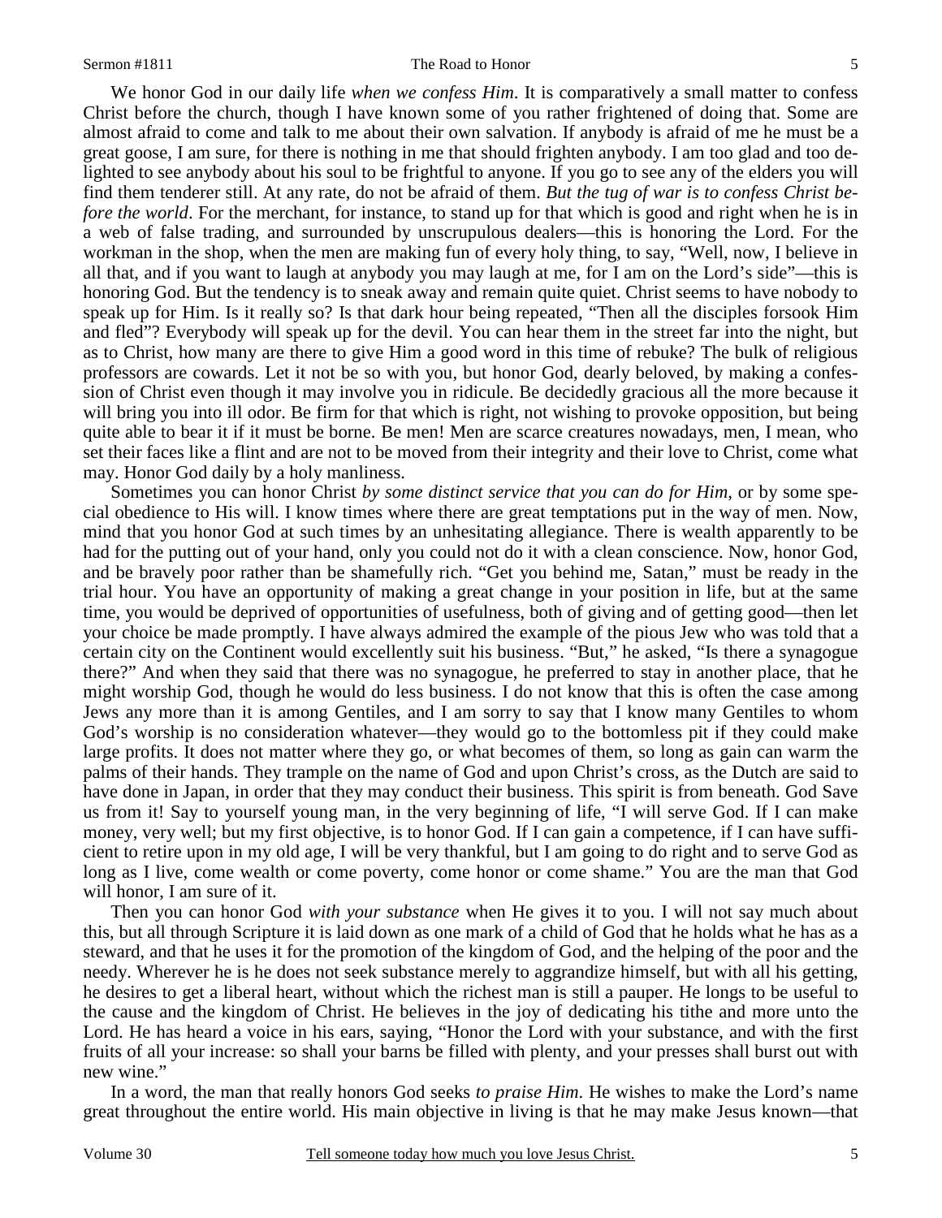We honor God in our daily life *when we confess Him*. It is comparatively a small matter to confess Christ before the church, though I have known some of you rather frightened of doing that. Some are almost afraid to come and talk to me about their own salvation. If anybody is afraid of me he must be a great goose, I am sure, for there is nothing in me that should frighten anybody. I am too glad and too delighted to see anybody about his soul to be frightful to anyone. If you go to see any of the elders you will find them tenderer still. At any rate, do not be afraid of them. *But the tug of war is to confess Christ before the world*. For the merchant, for instance, to stand up for that which is good and right when he is in a web of false trading, and surrounded by unscrupulous dealers—this is honoring the Lord. For the workman in the shop, when the men are making fun of every holy thing, to say, "Well, now, I believe in all that, and if you want to laugh at anybody you may laugh at me, for I am on the Lord's side"—this is honoring God. But the tendency is to sneak away and remain quite quiet. Christ seems to have nobody to speak up for Him. Is it really so? Is that dark hour being repeated, "Then all the disciples forsook Him and fled"? Everybody will speak up for the devil. You can hear them in the street far into the night, but as to Christ, how many are there to give Him a good word in this time of rebuke? The bulk of religious professors are cowards. Let it not be so with you, but honor God, dearly beloved, by making a confession of Christ even though it may involve you in ridicule. Be decidedly gracious all the more because it will bring you into ill odor. Be firm for that which is right, not wishing to provoke opposition, but being quite able to bear it if it must be borne. Be men! Men are scarce creatures nowadays, men, I mean, who set their faces like a flint and are not to be moved from their integrity and their love to Christ, come what may. Honor God daily by a holy manliness.

Sometimes you can honor Christ *by some distinct service that you can do for Him*, or by some special obedience to His will. I know times where there are great temptations put in the way of men. Now, mind that you honor God at such times by an unhesitating allegiance. There is wealth apparently to be had for the putting out of your hand, only you could not do it with a clean conscience. Now, honor God, and be bravely poor rather than be shamefully rich. "Get you behind me, Satan," must be ready in the trial hour. You have an opportunity of making a great change in your position in life, but at the same time, you would be deprived of opportunities of usefulness, both of giving and of getting good—then let your choice be made promptly. I have always admired the example of the pious Jew who was told that a certain city on the Continent would excellently suit his business. "But," he asked, "Is there a synagogue there?" And when they said that there was no synagogue, he preferred to stay in another place, that he might worship God, though he would do less business. I do not know that this is often the case among Jews any more than it is among Gentiles, and I am sorry to say that I know many Gentiles to whom God's worship is no consideration whatever—they would go to the bottomless pit if they could make large profits. It does not matter where they go, or what becomes of them, so long as gain can warm the palms of their hands. They trample on the name of God and upon Christ's cross, as the Dutch are said to have done in Japan, in order that they may conduct their business. This spirit is from beneath. God Save us from it! Say to yourself young man, in the very beginning of life, "I will serve God. If I can make money, very well; but my first objective, is to honor God. If I can gain a competence, if I can have sufficient to retire upon in my old age, I will be very thankful, but I am going to do right and to serve God as long as I live, come wealth or come poverty, come honor or come shame." You are the man that God will honor, I am sure of it.

Then you can honor God *with your substance* when He gives it to you. I will not say much about this, but all through Scripture it is laid down as one mark of a child of God that he holds what he has as a steward, and that he uses it for the promotion of the kingdom of God, and the helping of the poor and the needy. Wherever he is he does not seek substance merely to aggrandize himself, but with all his getting, he desires to get a liberal heart, without which the richest man is still a pauper. He longs to be useful to the cause and the kingdom of Christ. He believes in the joy of dedicating his tithe and more unto the Lord. He has heard a voice in his ears, saying, "Honor the Lord with your substance, and with the first fruits of all your increase: so shall your barns be filled with plenty, and your presses shall burst out with new wine."

In a word, the man that really honors God seeks *to praise Him*. He wishes to make the Lord's name great throughout the entire world. His main objective in living is that he may make Jesus known—that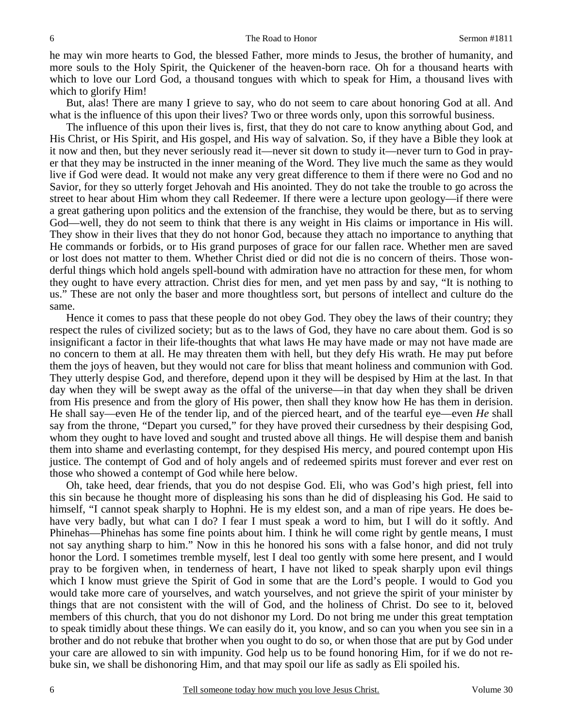he may win more hearts to God, the blessed Father, more minds to Jesus, the brother of humanity, and more souls to the Holy Spirit, the Quickener of the heaven-born race. Oh for a thousand hearts with which to love our Lord God, a thousand tongues with which to speak for Him, a thousand lives with which to glorify Him!

But, alas! There are many I grieve to say, who do not seem to care about honoring God at all. And what is the influence of this upon their lives? Two or three words only, upon this sorrowful business.

The influence of this upon their lives is, first, that they do not care to know anything about God, and His Christ, or His Spirit, and His gospel, and His way of salvation. So, if they have a Bible they look at it now and then, but they never seriously read it—never sit down to study it—never turn to God in prayer that they may be instructed in the inner meaning of the Word. They live much the same as they would live if God were dead. It would not make any very great difference to them if there were no God and no Savior, for they so utterly forget Jehovah and His anointed. They do not take the trouble to go across the street to hear about Him whom they call Redeemer. If there were a lecture upon geology—if there were a great gathering upon politics and the extension of the franchise, they would be there, but as to serving God—well, they do not seem to think that there is any weight in His claims or importance in His will. They show in their lives that they do not honor God, because they attach no importance to anything that He commands or forbids, or to His grand purposes of grace for our fallen race. Whether men are saved or lost does not matter to them. Whether Christ died or did not die is no concern of theirs. Those wonderful things which hold angels spell-bound with admiration have no attraction for these men, for whom they ought to have every attraction. Christ dies for men, and yet men pass by and say, "It is nothing to us." These are not only the baser and more thoughtless sort, but persons of intellect and culture do the same.

Hence it comes to pass that these people do not obey God. They obey the laws of their country; they respect the rules of civilized society; but as to the laws of God, they have no care about them. God is so insignificant a factor in their life-thoughts that what laws He may have made or may not have made are no concern to them at all. He may threaten them with hell, but they defy His wrath. He may put before them the joys of heaven, but they would not care for bliss that meant holiness and communion with God. They utterly despise God, and therefore, depend upon it they will be despised by Him at the last. In that day when they will be swept away as the offal of the universe—in that day when they shall be driven from His presence and from the glory of His power, then shall they know how He has them in derision. He shall say—even He of the tender lip, and of the pierced heart, and of the tearful eye—even *He* shall say from the throne, "Depart you cursed," for they have proved their cursedness by their despising God, whom they ought to have loved and sought and trusted above all things. He will despise them and banish them into shame and everlasting contempt, for they despised His mercy, and poured contempt upon His justice. The contempt of God and of holy angels and of redeemed spirits must forever and ever rest on those who showed a contempt of God while here below.

Oh, take heed, dear friends, that you do not despise God. Eli, who was God's high priest, fell into this sin because he thought more of displeasing his sons than he did of displeasing his God. He said to himself, "I cannot speak sharply to Hophni. He is my eldest son, and a man of ripe years. He does behave very badly, but what can I do? I fear I must speak a word to him, but I will do it softly. And Phinehas—Phinehas has some fine points about him. I think he will come right by gentle means, I must not say anything sharp to him." Now in this he honored his sons with a false honor, and did not truly honor the Lord. I sometimes tremble myself, lest I deal too gently with some here present, and I would pray to be forgiven when, in tenderness of heart, I have not liked to speak sharply upon evil things which I know must grieve the Spirit of God in some that are the Lord's people. I would to God you would take more care of yourselves, and watch yourselves, and not grieve the spirit of your minister by things that are not consistent with the will of God, and the holiness of Christ. Do see to it, beloved members of this church, that you do not dishonor my Lord. Do not bring me under this great temptation to speak timidly about these things. We can easily do it, you know, and so can you when you see sin in a brother and do not rebuke that brother when you ought to do so, or when those that are put by God under your care are allowed to sin with impunity. God help us to be found honoring Him, for if we do not rebuke sin, we shall be dishonoring Him, and that may spoil our life as sadly as Eli spoiled his.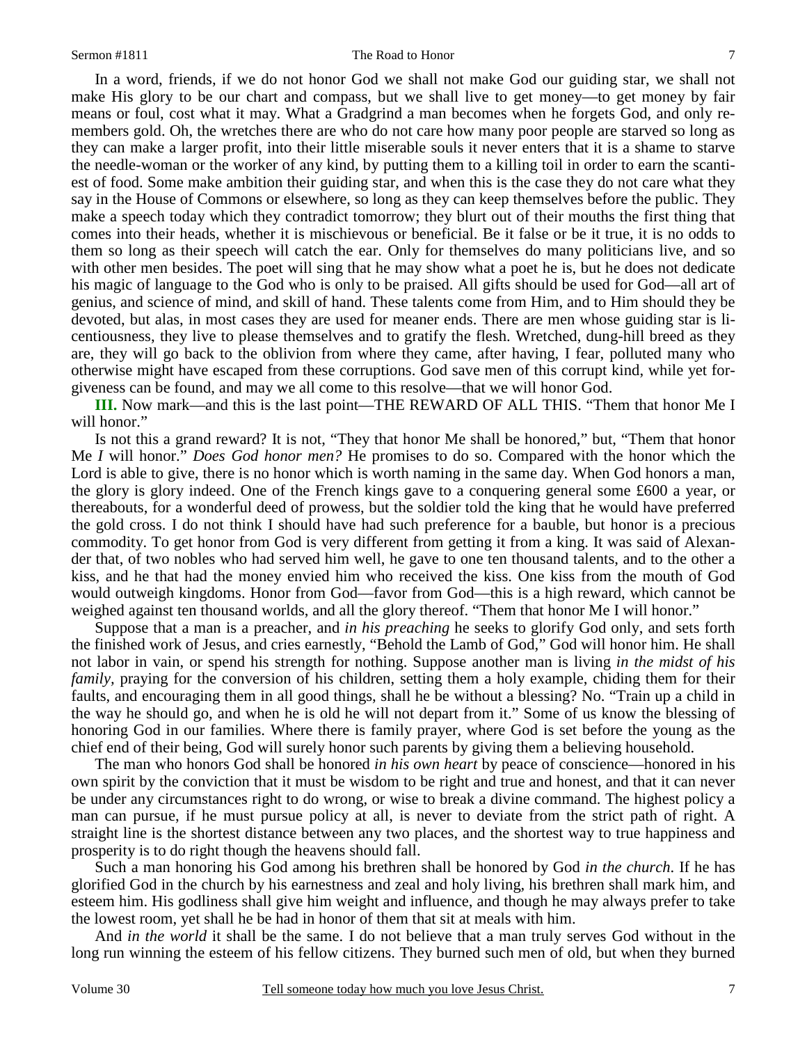In a word, friends, if we do not honor God we shall not make God our guiding star, we shall not make His glory to be our chart and compass, but we shall live to get money—to get money by fair means or foul, cost what it may. What a Gradgrind a man becomes when he forgets God, and only remembers gold. Oh, the wretches there are who do not care how many poor people are starved so long as they can make a larger profit, into their little miserable souls it never enters that it is a shame to starve the needle-woman or the worker of any kind, by putting them to a killing toil in order to earn the scantiest of food. Some make ambition their guiding star, and when this is the case they do not care what they say in the House of Commons or elsewhere, so long as they can keep themselves before the public. They make a speech today which they contradict tomorrow; they blurt out of their mouths the first thing that comes into their heads, whether it is mischievous or beneficial. Be it false or be it true, it is no odds to them so long as their speech will catch the ear. Only for themselves do many politicians live, and so with other men besides. The poet will sing that he may show what a poet he is, but he does not dedicate his magic of language to the God who is only to be praised. All gifts should be used for God—all art of genius, and science of mind, and skill of hand. These talents come from Him, and to Him should they be devoted, but alas, in most cases they are used for meaner ends. There are men whose guiding star is licentiousness, they live to please themselves and to gratify the flesh. Wretched, dung-hill breed as they are, they will go back to the oblivion from where they came, after having, I fear, polluted many who otherwise might have escaped from these corruptions. God save men of this corrupt kind, while yet forgiveness can be found, and may we all come to this resolve—that we will honor God.

**III.** Now mark—and this is the last point—THE REWARD OF ALL THIS. "Them that honor Me I will honor."

Is not this a grand reward? It is not, "They that honor Me shall be honored," but, "Them that honor Me *I* will honor." *Does God honor men?* He promises to do so. Compared with the honor which the Lord is able to give, there is no honor which is worth naming in the same day. When God honors a man, the glory is glory indeed. One of the French kings gave to a conquering general some £600 a year, or thereabouts, for a wonderful deed of prowess, but the soldier told the king that he would have preferred the gold cross. I do not think I should have had such preference for a bauble, but honor is a precious commodity. To get honor from God is very different from getting it from a king. It was said of Alexander that, of two nobles who had served him well, he gave to one ten thousand talents, and to the other a kiss, and he that had the money envied him who received the kiss. One kiss from the mouth of God would outweigh kingdoms. Honor from God—favor from God—this is a high reward, which cannot be weighed against ten thousand worlds, and all the glory thereof. "Them that honor Me I will honor."

Suppose that a man is a preacher, and *in his preaching* he seeks to glorify God only, and sets forth the finished work of Jesus, and cries earnestly, "Behold the Lamb of God," God will honor him. He shall not labor in vain, or spend his strength for nothing. Suppose another man is living *in the midst of his family,* praying for the conversion of his children, setting them a holy example, chiding them for their faults, and encouraging them in all good things, shall he be without a blessing? No. "Train up a child in the way he should go, and when he is old he will not depart from it." Some of us know the blessing of honoring God in our families. Where there is family prayer, where God is set before the young as the chief end of their being, God will surely honor such parents by giving them a believing household.

The man who honors God shall be honored *in his own heart* by peace of conscience—honored in his own spirit by the conviction that it must be wisdom to be right and true and honest, and that it can never be under any circumstances right to do wrong, or wise to break a divine command. The highest policy a man can pursue, if he must pursue policy at all, is never to deviate from the strict path of right. A straight line is the shortest distance between any two places, and the shortest way to true happiness and prosperity is to do right though the heavens should fall.

Such a man honoring his God among his brethren shall be honored by God *in the church*. If he has glorified God in the church by his earnestness and zeal and holy living, his brethren shall mark him, and esteem him. His godliness shall give him weight and influence, and though he may always prefer to take the lowest room, yet shall he be had in honor of them that sit at meals with him.

And *in the world* it shall be the same. I do not believe that a man truly serves God without in the long run winning the esteem of his fellow citizens. They burned such men of old, but when they burned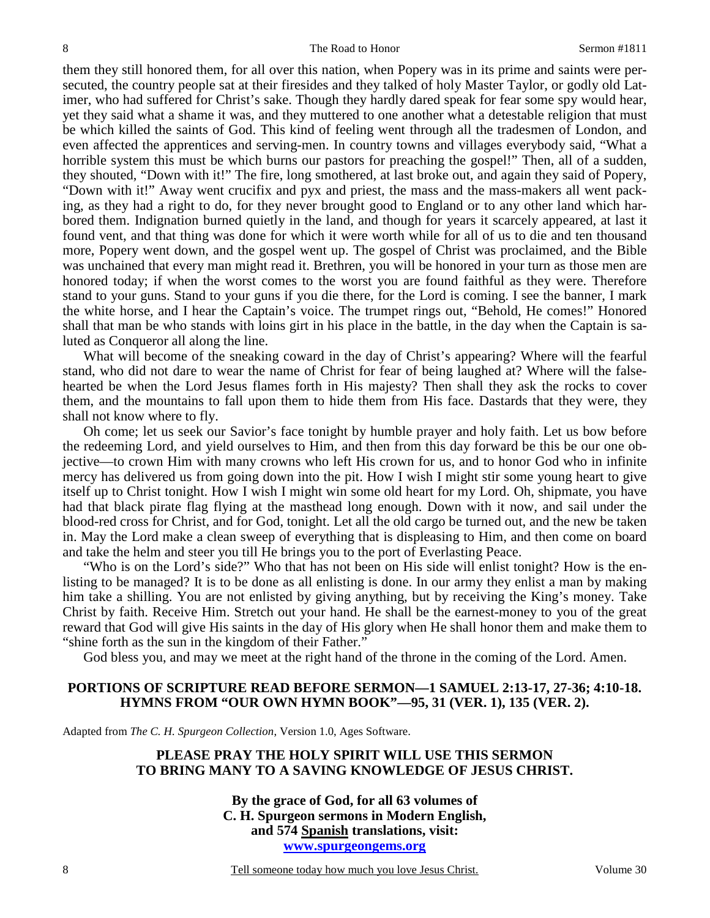them they still honored them, for all over this nation, when Popery was in its prime and saints were persecuted, the country people sat at their firesides and they talked of holy Master Taylor, or godly old Latimer, who had suffered for Christ's sake. Though they hardly dared speak for fear some spy would hear, yet they said what a shame it was, and they muttered to one another what a detestable religion that must be which killed the saints of God. This kind of feeling went through all the tradesmen of London, and even affected the apprentices and serving-men. In country towns and villages everybody said, "What a horrible system this must be which burns our pastors for preaching the gospel!" Then, all of a sudden, they shouted, "Down with it!" The fire, long smothered, at last broke out, and again they said of Popery, "Down with it!" Away went crucifix and pyx and priest, the mass and the mass-makers all went packing, as they had a right to do, for they never brought good to England or to any other land which harbored them. Indignation burned quietly in the land, and though for years it scarcely appeared, at last it found vent, and that thing was done for which it were worth while for all of us to die and ten thousand more, Popery went down, and the gospel went up. The gospel of Christ was proclaimed, and the Bible was unchained that every man might read it. Brethren, you will be honored in your turn as those men are honored today; if when the worst comes to the worst you are found faithful as they were. Therefore stand to your guns. Stand to your guns if you die there, for the Lord is coming. I see the banner, I mark the white horse, and I hear the Captain's voice. The trumpet rings out, "Behold, He comes!" Honored shall that man be who stands with loins girt in his place in the battle, in the day when the Captain is saluted as Conqueror all along the line.

What will become of the sneaking coward in the day of Christ's appearing? Where will the fearful stand, who did not dare to wear the name of Christ for fear of being laughed at? Where will the false-hearted be when the Lord Jesus flames forth in His majesty? Then shall they ask the rocks to cover them, and the mountains to fall upon them to hide them from His face. Dastards that they were, they shall not know where to fly.

Oh come; let us seek our Savior's face tonight by humble prayer and holy faith. Let us bow before the redeeming Lord, and yield ourselves to Him, and then from this day forward be this be our one objective—to crown Him with many crowns who left His crown for us, and to honor God who in infinite mercy has delivered us from going down into the pit. How I wish I might stir some young heart to give itself up to Christ tonight. How I wish I might win some old heart for my Lord. Oh, shipmate, you have had that black pirate flag flying at the masthead long enough. Down with it now, and sail under the blood-red cross for Christ, and for God, tonight. Let all the old cargo be turned out, and the new be taken in. May the Lord make a clean sweep of everything that is displeasing to Him, and then come on board and take the helm and steer you till He brings you to the port of Everlasting Peace.

"Who is on the Lord's side?" Who that has not been on His side will enlist tonight? How is the enlisting to be managed? It is to be done as all enlisting is done. In our army they enlist a man by making him take a shilling. You are not enlisted by giving anything, but by receiving the King's money. Take Christ by faith. Receive Him. Stretch out your hand. He shall be the earnest-money to you of the great reward that God will give His saints in the day of His glory when He shall honor them and make them to "shine forth as the sun in the kingdom of their Father."

God bless you, and may we meet at the right hand of the throne in the coming of the Lord. Amen.

**PORTIONS OF SCRIPTURE READ BEFORE SERMON—1 SAMUEL 2:13-17, 27-36; 4:10-18.**
**HYMNS FROM "OUR OWN HYMN BOOK"—95, 31 (VER. 1), 135 (VER. 2).**

Adapted from *The C. H. Spurgeon Collection*, Version 1.0, Ages Software.

**PLEASE PRAY THE HOLY SPIRIT WILL USE THIS SERMON TO BRING MANY TO A SAVING KNOWLEDGE OF JESUS CHRIST.**

**By the grace of God, for all 63 volumes of C. H. Spurgeon sermons in Modern English, and 574 Spanish translations, visit: www.spurgeongems.org**

Tell someone today how much you love Jesus Christ.